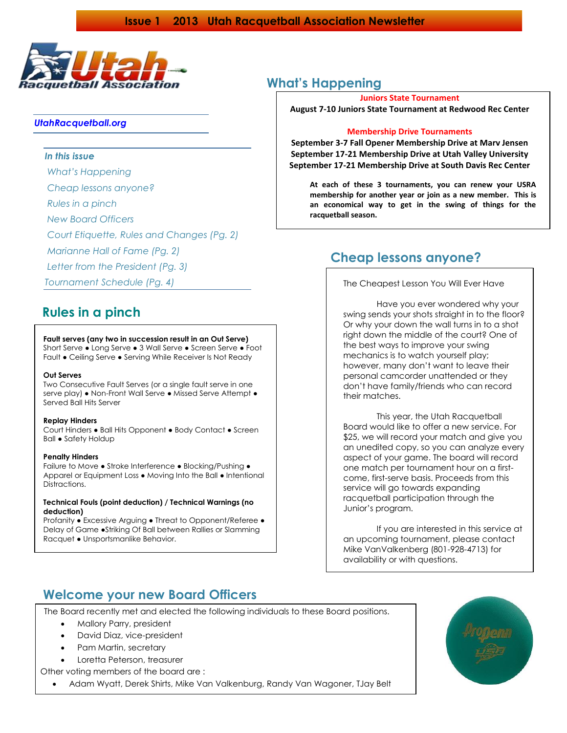# Issue 1 2013 Utah Racquetball Association Newsletter

*UtahRacquetball.org*

***In this issue***

*What's Happening*
*Cheap lessons anyone?*
*Rules in a pinch*
*New Board Officers*
*Court Etiquette, Rules and Changes (Pg. 2)*
*Marianne Hall of Fame (Pg. 2)*
*Letter from the President (Pg. 3)*
*Tournament Schedule (Pg. 4)*

## What's Happening

**Juniors State Tournament**

**August 7-10 Juniors State Tournament at Redwood Rec Center**

**Membership Drive Tournaments**

**September 3-7 Fall Opener Membership Drive at Marv Jensen**
**September 17-21 Membership Drive at Utah Valley University**
**September 17-21 Membership Drive at South Davis Rec Center**

**At each of these 3 tournaments, you can renew your USRA membership for another year or join as a new member. This is an economical way to get in the swing of things for the racquetball season.**

## Rules in a pinch

**Fault serves (any two in succession result in an Out Serve)**
Short Serve ● Long Serve ● 3 Wall Serve ● Screen Serve ● Foot Fault ● Ceiling Serve ● Serving While Receiver Is Not Ready

**Out Serves**
Two Consecutive Fault Serves (or a single fault serve in one serve play) ● Non-Front Wall Serve ● Missed Serve Attempt ● Served Ball Hits Server

**Replay Hinders**
Court Hinders ● Ball Hits Opponent ● Body Contact ● Screen Ball ● Safety Holdup

**Penalty Hinders**
Failure to Move ● Stroke Interference ● Blocking/Pushing ● Apparel or Equipment Loss ● Moving Into the Ball ● Intentional Distractions.

**Technical Fouls (point deduction) / Technical Warnings (no deduction)**
Profanity ● Excessive Arguing ● Threat to Opponent/Referee ● Delay of Game ●Striking Of Ball between Rallies or Slamming Racquet ● Unsportsmanlike Behavior.

## Cheap lessons anyone?

The Cheapest Lesson You Will Ever Have

Have you ever wondered why your swing sends your shots straight in to the floor? Or why your down the wall turns in to a shot right down the middle of the court? One of the best ways to improve your swing mechanics is to watch yourself play; however, many don't want to leave their personal camcorder unattended or they don't have family/friends who can record their matches.

This year, the Utah Racquetball Board would like to offer a new service. For $25, we will record your match and give you an unedited copy, so you can analyze every aspect of your game. The board will record one match per tournament hour on a first-come, first-serve basis. Proceeds from this service will go towards expanding racquetball participation through the Junior's program.

If you are interested in this service at an upcoming tournament, please contact Mike VanValkenberg (801-928-4713) for availability or with questions.

## Welcome your new Board Officers

The Board recently met and elected the following individuals to these Board positions.

- Mallory Parry, president
- David Diaz, vice-president
- Pam Martin, secretary
- Loretta Peterson, treasurer

Other voting members of the board are :

- Adam Wyatt, Derek Shirts, Mike Van Valkenburg, Randy Van Wagoner, TJay Belt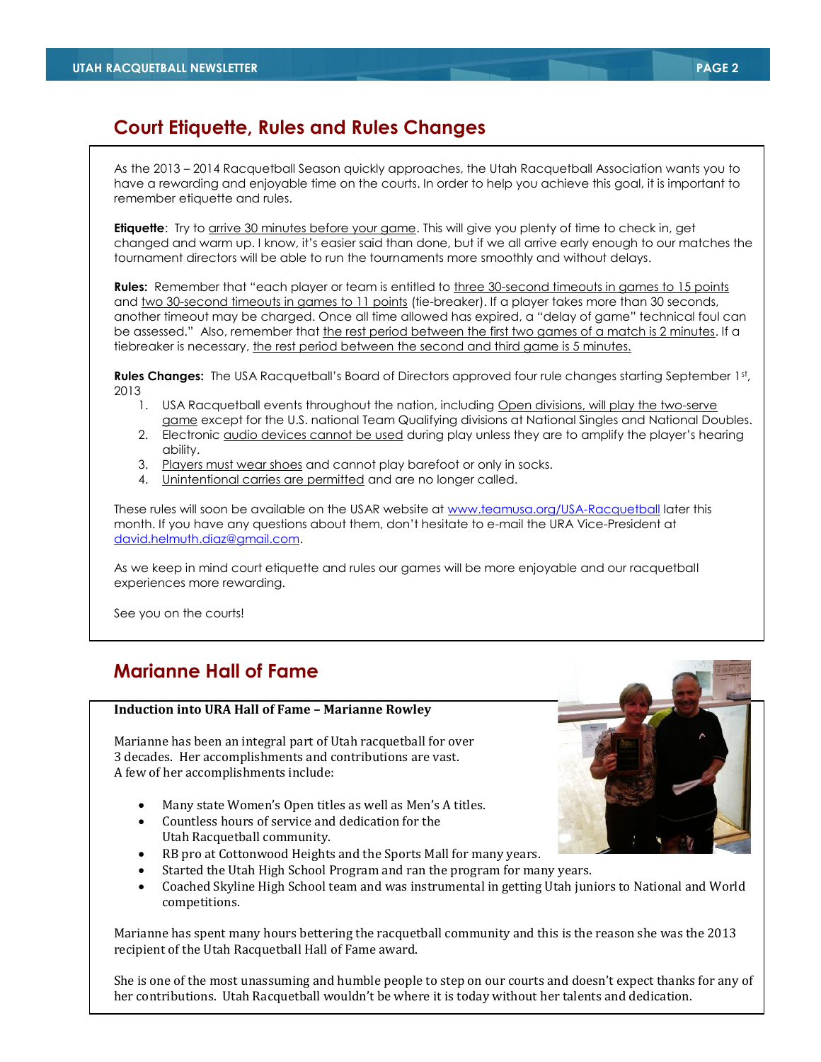## Court Etiquette, Rules and Rules Changes

As the 2013 – 2014 Racquetball Season quickly approaches, the Utah Racquetball Association wants you to have a rewarding and enjoyable time on the courts. In order to help you achieve this goal, it is important to remember etiquette and rules.

**Etiquette**: Try to arrive 30 minutes before your game. This will give you plenty of time to check in, get changed and warm up. I know, it's easier said than done, but if we all arrive early enough to our matches the tournament directors will be able to run the tournaments more smoothly and without delays.

**Rules:** Remember that "each player or team is entitled to three 30-second timeouts in games to 15 points and two 30-second timeouts in games to 11 points (tie-breaker). If a player takes more than 30 seconds, another timeout may be charged. Once all time allowed has expired, a "delay of game" technical foul can be assessed." Also, remember that the rest period between the first two games of a match is 2 minutes. If a tiebreaker is necessary, the rest period between the second and third game is 5 minutes.

**Rules Changes:** The USA Racquetball's Board of Directors approved four rule changes starting September 1st, 2013

1. USA Racquetball events throughout the nation, including Open divisions, will play the two-serve game except for the U.S. national Team Qualifying divisions at National Singles and National Doubles.
2. Electronic audio devices cannot be used during play unless they are to amplify the player's hearing ability.
3. Players must wear shoes and cannot play barefoot or only in socks.
4. Unintentional carries are permitted and are no longer called.

These rules will soon be available on the USAR website at www.teamusa.org/USA-Racquetball later this month. If you have any questions about them, don't hesitate to e-mail the URA Vice-President at david.helmuth.diaz@gmail.com.

As we keep in mind court etiquette and rules our games will be more enjoyable and our racquetball experiences more rewarding.

See you on the courts!

## Marianne Hall of Fame

**Induction into URA Hall of Fame – Marianne Rowley**

Marianne has been an integral part of Utah racquetball for over 3 decades. Her accomplishments and contributions are vast. A few of her accomplishments include:

- Many state Women's Open titles as well as Men's A titles.
- Countless hours of service and dedication for the Utah Racquetball community.
- RB pro at Cottonwood Heights and the Sports Mall for many years.
- Started the Utah High School Program and ran the program for many years.
- Coached Skyline High School team and was instrumental in getting Utah juniors to National and World competitions.

Marianne has spent many hours bettering the racquetball community and this is the reason she was the 2013 recipient of the Utah Racquetball Hall of Fame award.

She is one of the most unassuming and humble people to step on our courts and doesn't expect thanks for any of her contributions. Utah Racquetball wouldn't be where it is today without her talents and dedication.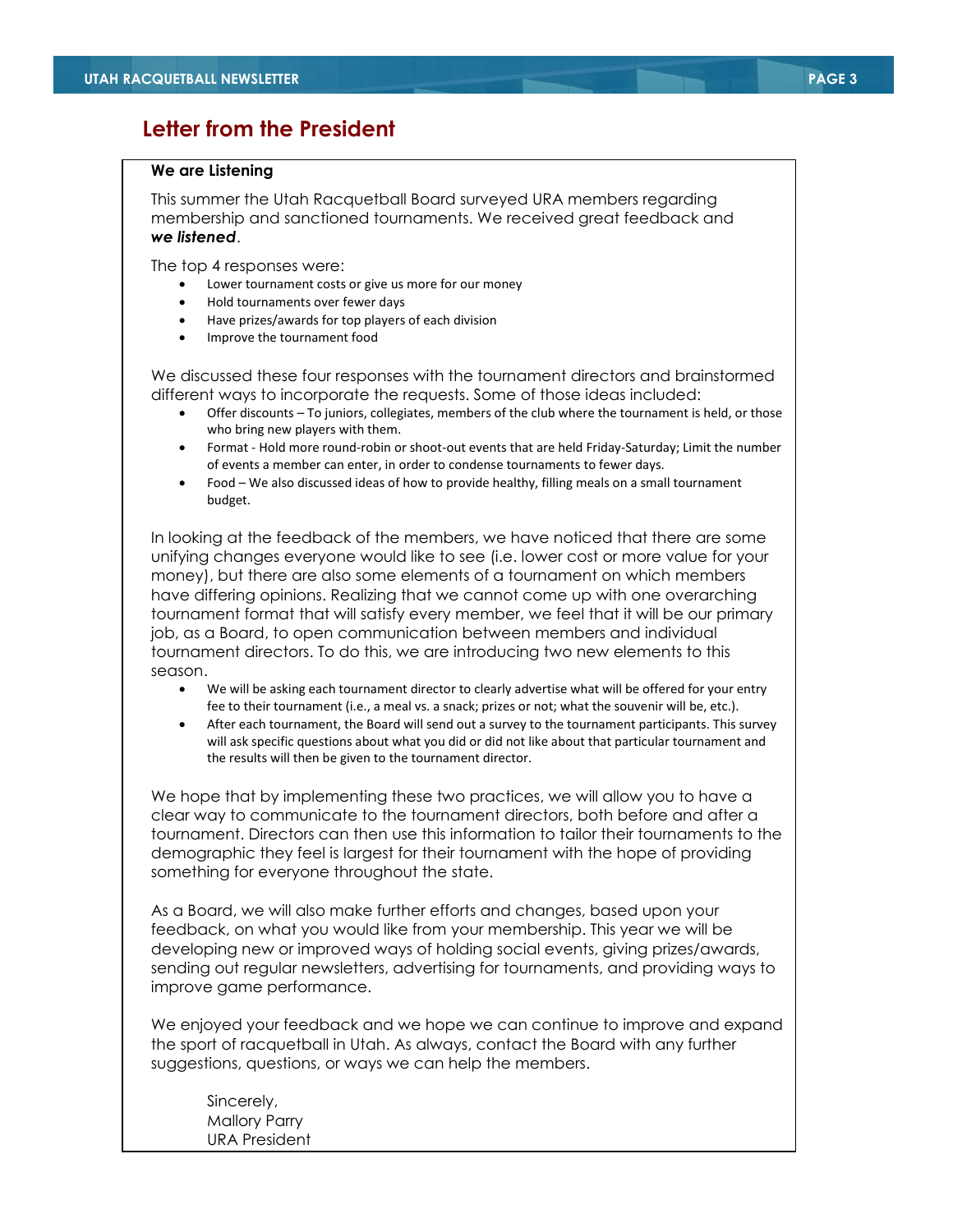## Letter from the President

**We are Listening**

This summer the Utah Racquetball Board surveyed URA members regarding membership and sanctioned tournaments. We received great feedback and ***we listened***.

The top 4 responses were:

- Lower tournament costs or give us more for our money
- Hold tournaments over fewer days
- Have prizes/awards for top players of each division
- Improve the tournament food

We discussed these four responses with the tournament directors and brainstormed different ways to incorporate the requests. Some of those ideas included:

- Offer discounts – To juniors, collegiates, members of the club where the tournament is held, or those who bring new players with them.
- Format - Hold more round-robin or shoot-out events that are held Friday-Saturday; Limit the number of events a member can enter, in order to condense tournaments to fewer days.
- Food – We also discussed ideas of how to provide healthy, filling meals on a small tournament budget.

In looking at the feedback of the members, we have noticed that there are some unifying changes everyone would like to see (i.e. lower cost or more value for your money), but there are also some elements of a tournament on which members have differing opinions. Realizing that we cannot come up with one overarching tournament format that will satisfy every member, we feel that it will be our primary job, as a Board, to open communication between members and individual tournament directors. To do this, we are introducing two new elements to this season.

- We will be asking each tournament director to clearly advertise what will be offered for your entry fee to their tournament (i.e., a meal vs. a snack; prizes or not; what the souvenir will be, etc.).
- After each tournament, the Board will send out a survey to the tournament participants. This survey will ask specific questions about what you did or did not like about that particular tournament and the results will then be given to the tournament director.

We hope that by implementing these two practices, we will allow you to have a clear way to communicate to the tournament directors, both before and after a tournament. Directors can then use this information to tailor their tournaments to the demographic they feel is largest for their tournament with the hope of providing something for everyone throughout the state.

As a Board, we will also make further efforts and changes, based upon your feedback, on what you would like from your membership. This year we will be developing new or improved ways of holding social events, giving prizes/awards, sending out regular newsletters, advertising for tournaments, and providing ways to improve game performance.

We enjoyed your feedback and we hope we can continue to improve and expand the sport of racquetball in Utah. As always, contact the Board with any further suggestions, questions, or ways we can help the members.

Sincerely,
Mallory Parry
URA President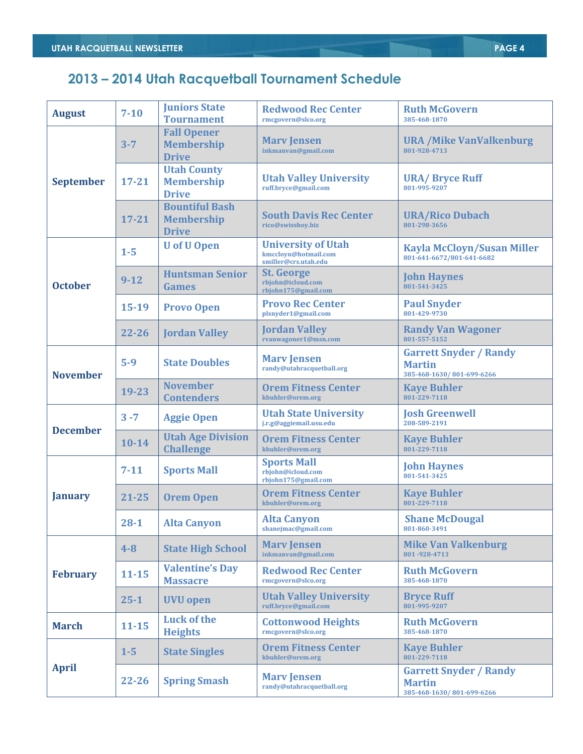# 2013 – 2014 Utah Racquetball Tournament Schedule

| | | | | |
|---|---|---|---|---|
| **August** | **7-10** | **Juniors State Tournament** | **Redwood Rec Center** rmcgovern@slco.org | **Ruth McGovern** 385-468-1870 |
| **September** | **3-7** | **Fall Opener Membership Drive** | **Marv Jensen** inkmanvan@gmail.com | **URA /Mike VanValkenburg** 801-928-4713 |
| | **17-21** | **Utah County Membership Drive** | **Utah Valley University** ruff.bryce@gmail.com | **URA/ Bryce Ruff** 801-995-9207 |
| | **17-21** | **Bountiful Bash Membership Drive** | **South Davis Rec Center** rico@swissboy.biz | **URA/Rico Dubach** 801-298-3656 |
| **October** | **1-5** | **U of U Open** | **University of Utah** kmccloyn@hotmail.com smiller@crs.utah.edu | **Kayla McCloyn/Susan Miller** 801-641-6672/801-641-6682 |
| | **9-12** | **Huntsman Senior Games** | **St. George** rbjohn@icloud.com rbjohn175@gmail.com | **John Haynes** 801-541-3425 |
| | **15-19** | **Provo Open** | **Provo Rec Center** plsnyder1@gmail.com | **Paul Snyder** 801-429-9730 |
| | **22-26** | **Jordan Valley** | **Jordan Valley** rvanwagoner1@msn.com | **Randy Van Wagoner** 801-557-5152 |
| **November** | **5-9** | **State Doubles** | **Marv Jensen** randy@utahracquetball.org | **Garrett Snyder / Randy Martin** 385-468-1630/ 801-699-6266 |
| | **19-23** | **November Contenders** | **Orem Fitness Center** kbuhler@orem.org | **Kaye Buhler** 801-229-7118 |
| **December** | **3 -7** | **Aggie Open** | **Utah State University** j.r.g@aggiemail.usu.edu | **Josh Greenwell** 208-589-2191 |
| | **10-14** | **Utah Age Division Challenge** | **Orem Fitness Center** kbuhler@orem.org | **Kaye Buhler** 801-229-7118 |
| **January** | **7-11** | **Sports Mall** | **Sports Mall** rbjohn@icloud.com rbjohn175@gmail.com | **John Haynes** 801-541-3425 |
| | **21-25** | **Orem Open** | **Orem Fitness Center** kbuhler@orem.org | **Kaye Buhler** 801-229-7118 |
| | **28-1** | **Alta Canyon** | **Alta Canyon** shanejmac@gmail.com | **Shane McDougal** 801-860-3491 |
| **February** | **4-8** | **State High School** | **Marv Jensen** inkmanvan@gmail.com | **Mike Van Valkenburg** 801 -928-4713 |
| | **11-15** | **Valentine's Day Massacre** | **Redwood Rec Center** rmcgovern@slco.org | **Ruth McGovern** 385-468-1870 |
| | **25-1** | **UVU open** | **Utah Valley University** ruff.bryce@gmail.com | **Bryce Ruff** 801-995-9207 |
| **March** | **11-15** | **Luck of the Heights** | **Cottonwood Heights** rmcgovern@slco.org | **Ruth McGovern** 385-468-1870 |
| **April** | **1-5** | **State Singles** | **Orem Fitness Center** kbuhler@orem.org | **Kaye Buhler** 801-229-7118 |
| | **22-26** | **Spring Smash** | **Marv Jensen** randy@utahracquetball.org | **Garrett Snyder / Randy Martin** 385-468-1630/ 801-699-6266 |